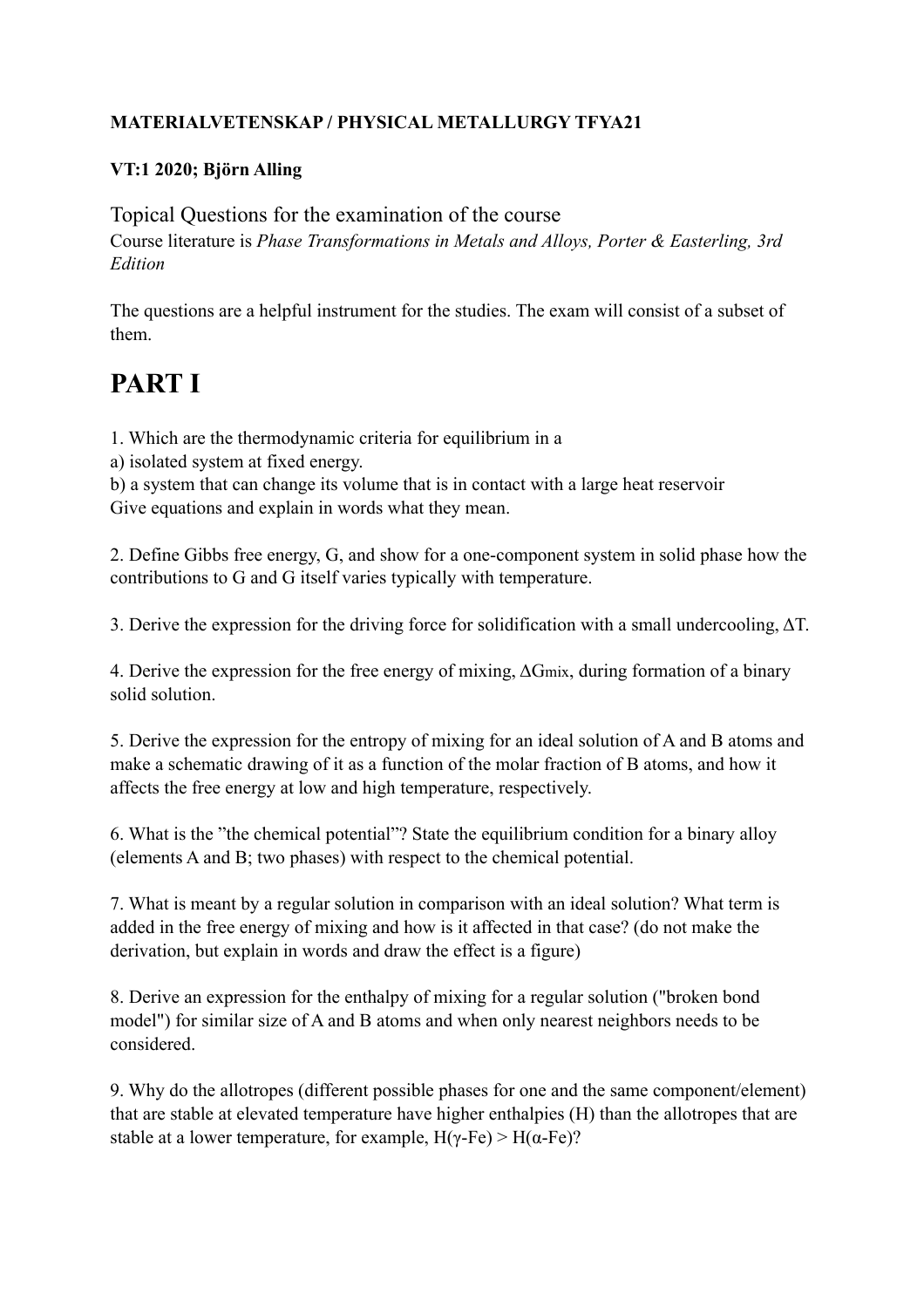**MATERIALVETENSKAP / PHYSICAL METALLURGY TFYA21**

**VT:1 2020; Björn Alling**

Topical Questions for the examination of the course

Course literature is *Phase Transformations in Metals and Alloys, Porter & Easterling, 3rd Edition*

The questions are a helpful instrument for the studies. The exam will consist of a subset of them.

# PART I

1. Which are the thermodynamic criteria for equilibrium in a
a) isolated system at fixed energy.
b) a system that can change its volume that is in contact with a large heat reservoir
Give equations and explain in words what they mean.

2. Define Gibbs free energy, G, and show for a one-component system in solid phase how the contributions to G and G itself varies typically with temperature.

3. Derive the expression for the driving force for solidification with a small undercooling, $\Delta T$.

4. Derive the expression for the free energy of mixing, $\Delta G_{mix}$, during formation of a binary solid solution.

5. Derive the expression for the entropy of mixing for an ideal solution of A and B atoms and make a schematic drawing of it as a function of the molar fraction of B atoms, and how it affects the free energy at low and high temperature, respectively.

6. What is "the chemical potential"? State the equilibrium condition for a binary alloy (elements A and B; two phases) with respect to the chemical potential.

7. What is meant by a regular solution in comparison with an ideal solution? What term is added in the free energy of mixing and how is it affected in that case? (do not make the derivation, but explain in words and draw the effect is a figure)

8. Derive an expression for the enthalpy of mixing for a regular solution ("broken bond model") for similar size of A and B atoms and when only nearest neighbors needs to be considered.

9. Why do the allotropes (different possible phases for one and the same component/element) that are stable at elevated temperature have higher enthalpies (H) than the allotropes that are stable at a lower temperature, for example, $H(\gamma\text{-Fe}) > H(\alpha\text{-Fe})$?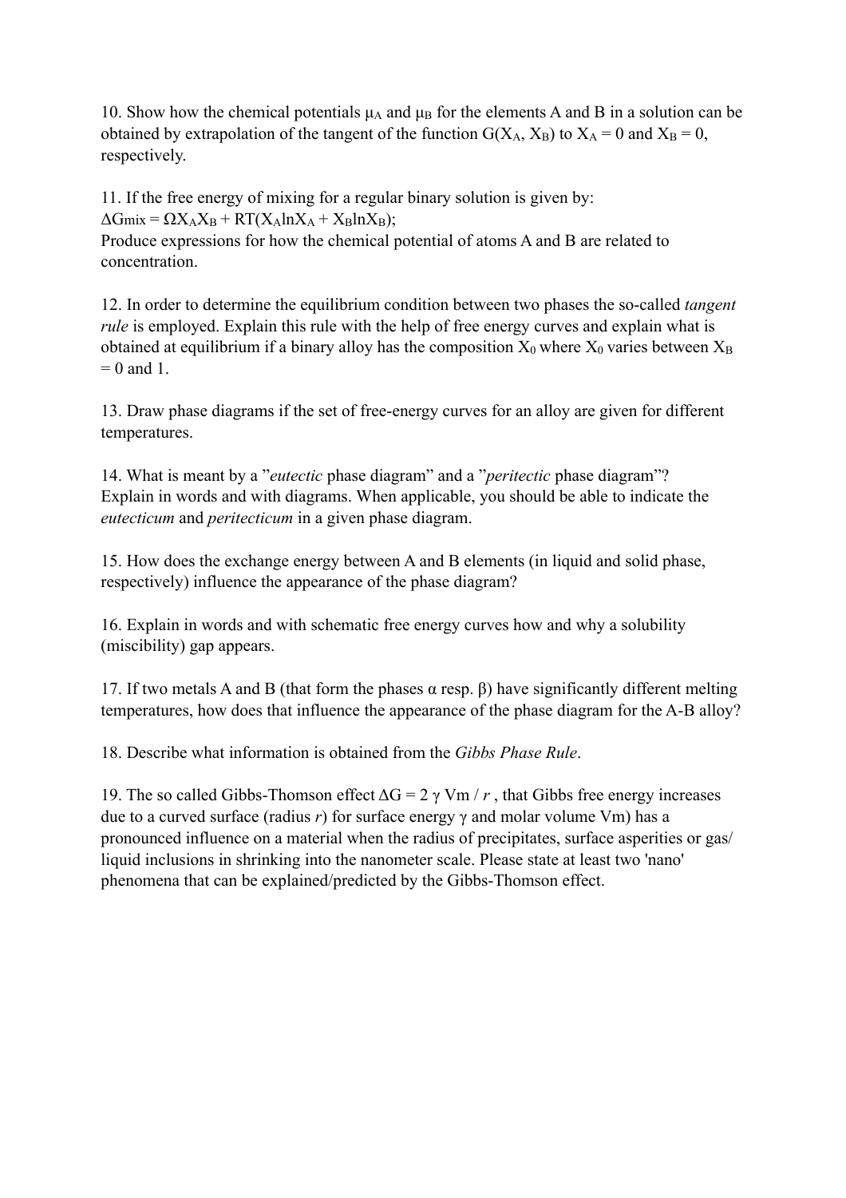10. Show how the chemical potentials $\mu_A$ and $\mu_B$ for the elements A and B in a solution can be obtained by extrapolation of the tangent of the function $G(X_A, X_B)$ to $X_A = 0$ and $X_B = 0$, respectively.

11. If the free energy of mixing for a regular binary solution is given by:
$\Delta G_{mix} = \Omega X_A X_B + RT(X_A \ln X_A + X_B \ln X_B)$;
Produce expressions for how the chemical potential of atoms A and B are related to concentration.

12. In order to determine the equilibrium condition between two phases the so-called *tangent rule* is employed. Explain this rule with the help of free energy curves and explain what is obtained at equilibrium if a binary alloy has the composition $X_0$ where $X_0$ varies between $X_B = 0$ and 1.

13. Draw phase diagrams if the set of free-energy curves for an alloy are given for different temperatures.

14. What is meant by a "*eutectic* phase diagram" and a "*peritectic* phase diagram"? Explain in words and with diagrams. When applicable, you should be able to indicate the *eutecticum* and *peritecticum* in a given phase diagram.

15. How does the exchange energy between A and B elements (in liquid and solid phase, respectively) influence the appearance of the phase diagram?

16. Explain in words and with schematic free energy curves how and why a solubility (miscibility) gap appears.

17. If two metals A and B (that form the phases α resp. β) have significantly different melting temperatures, how does that influence the appearance of the phase diagram for the A-B alloy?

18. Describe what information is obtained from the *Gibbs Phase Rule*.

19. The so called Gibbs-Thomson effect $\Delta G = 2 \gamma V_m / r$, that Gibbs free energy increases due to a curved surface (radius $r$) for surface energy $\gamma$ and molar volume $V_m$) has a pronounced influence on a material when the radius of precipitates, surface asperities or gas/liquid inclusions in shrinking into the nanometer scale. Please state at least two 'nano' phenomena that can be explained/predicted by the Gibbs-Thomson effect.